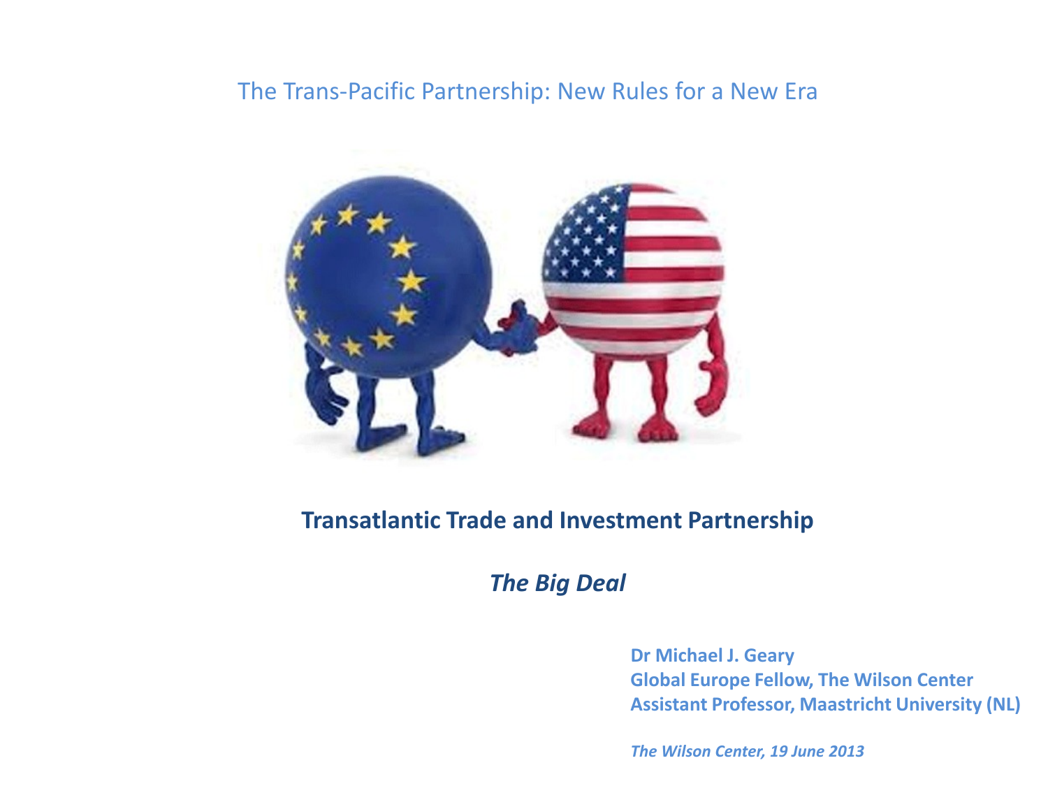The Trans-Pacific Partnership: New Rules for a New Era

# Transatlantic Trade and Investment Partnership

## *The Big Deal*

**Dr Michael J. Geary**
**Global Europe Fellow, The Wilson Center**
**Assistant Professor, Maastricht University (NL)**

***The Wilson Center, 19 June 2013***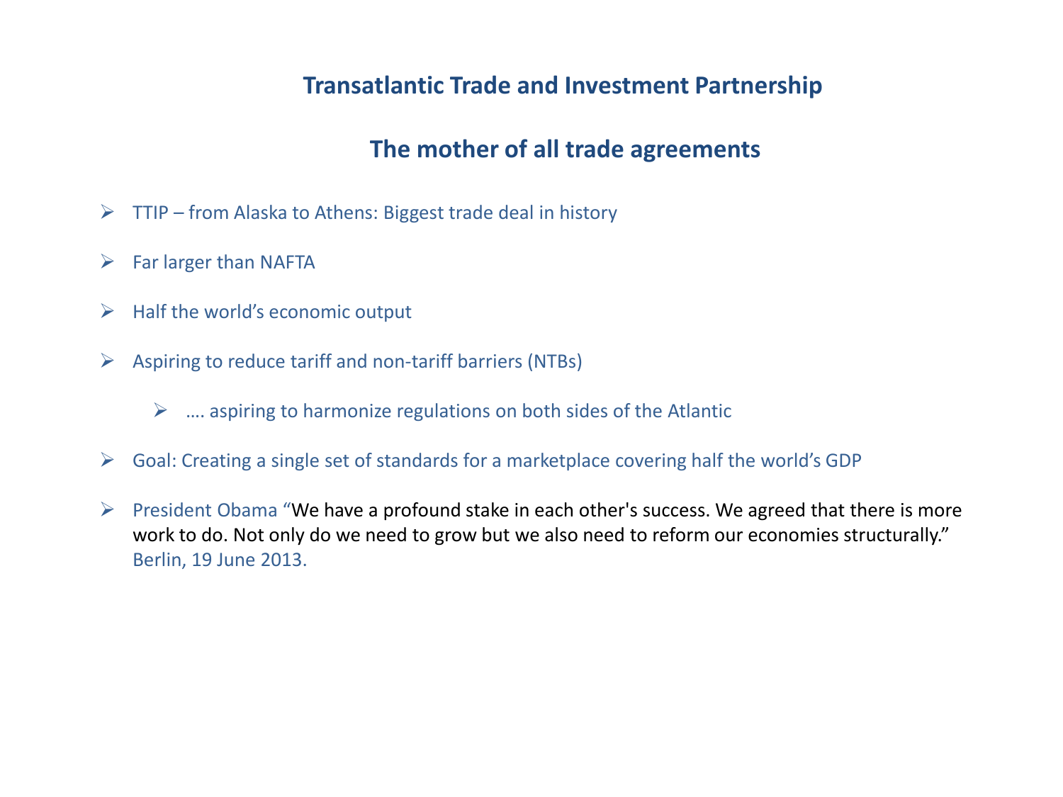## Transatlantic Trade and Investment Partnership

## The mother of all trade agreements

- TTIP – from Alaska to Athens: Biggest trade deal in history
- Far larger than NAFTA
- Half the world's economic output
- Aspiring to reduce tariff and non-tariff barriers (NTBs)
  - …. aspiring to harmonize regulations on both sides of the Atlantic
- Goal: Creating a single set of standards for a marketplace covering half the world's GDP
- President Obama "We have a profound stake in each other's success. We agreed that there is more work to do. Not only do we need to grow but we also need to reform our economies structurally." Berlin, 19 June 2013.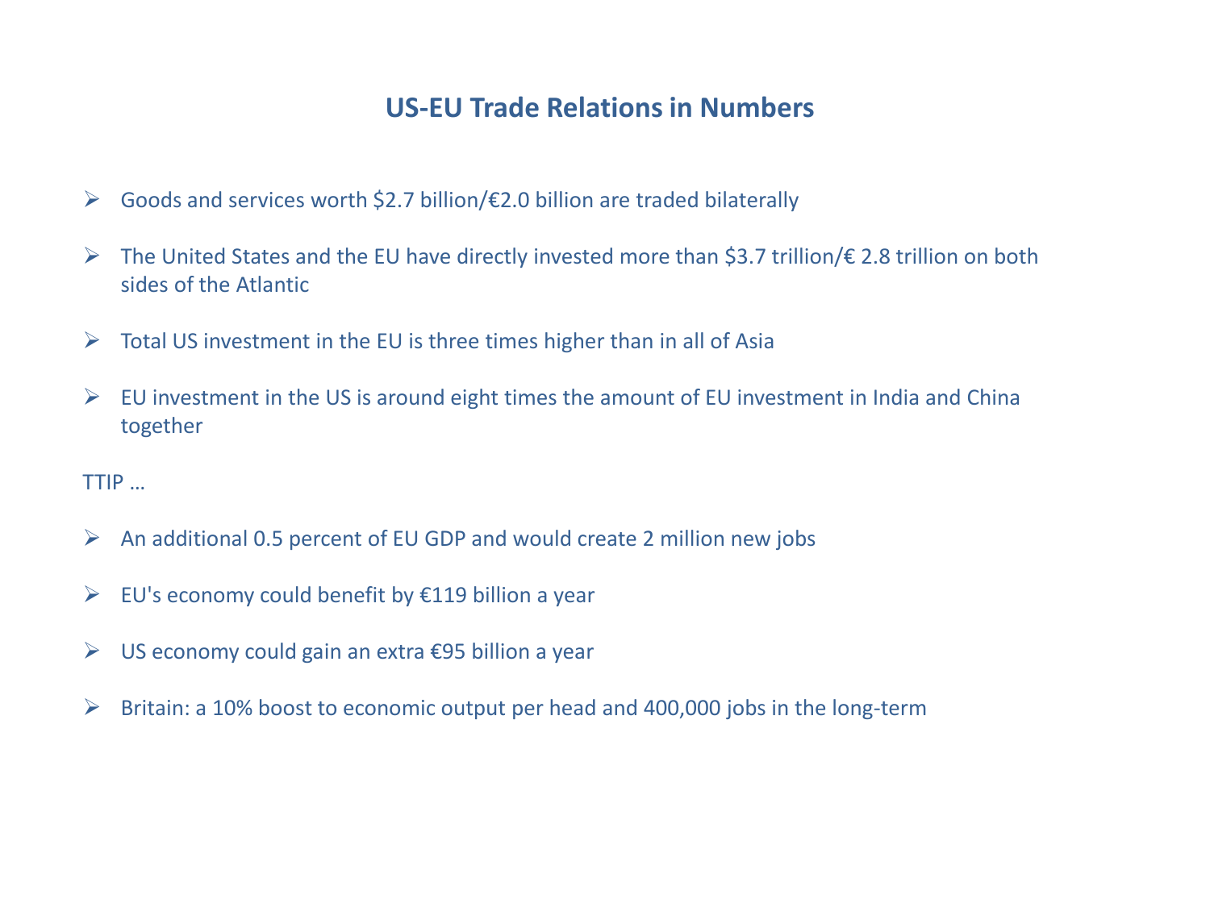## US-EU Trade Relations in Numbers

- Goods and services worth $2.7 billion/€2.0 billion are traded bilaterally
- The United States and the EU have directly invested more than $3.7 trillion/€ 2.8 trillion on both sides of the Atlantic
- Total US investment in the EU is three times higher than in all of Asia
- EU investment in the US is around eight times the amount of EU investment in India and China together

TTIP …

- An additional 0.5 percent of EU GDP and would create 2 million new jobs
- EU's economy could benefit by €119 billion a year
- US economy could gain an extra €95 billion a year
- Britain: a 10% boost to economic output per head and 400,000 jobs in the long-term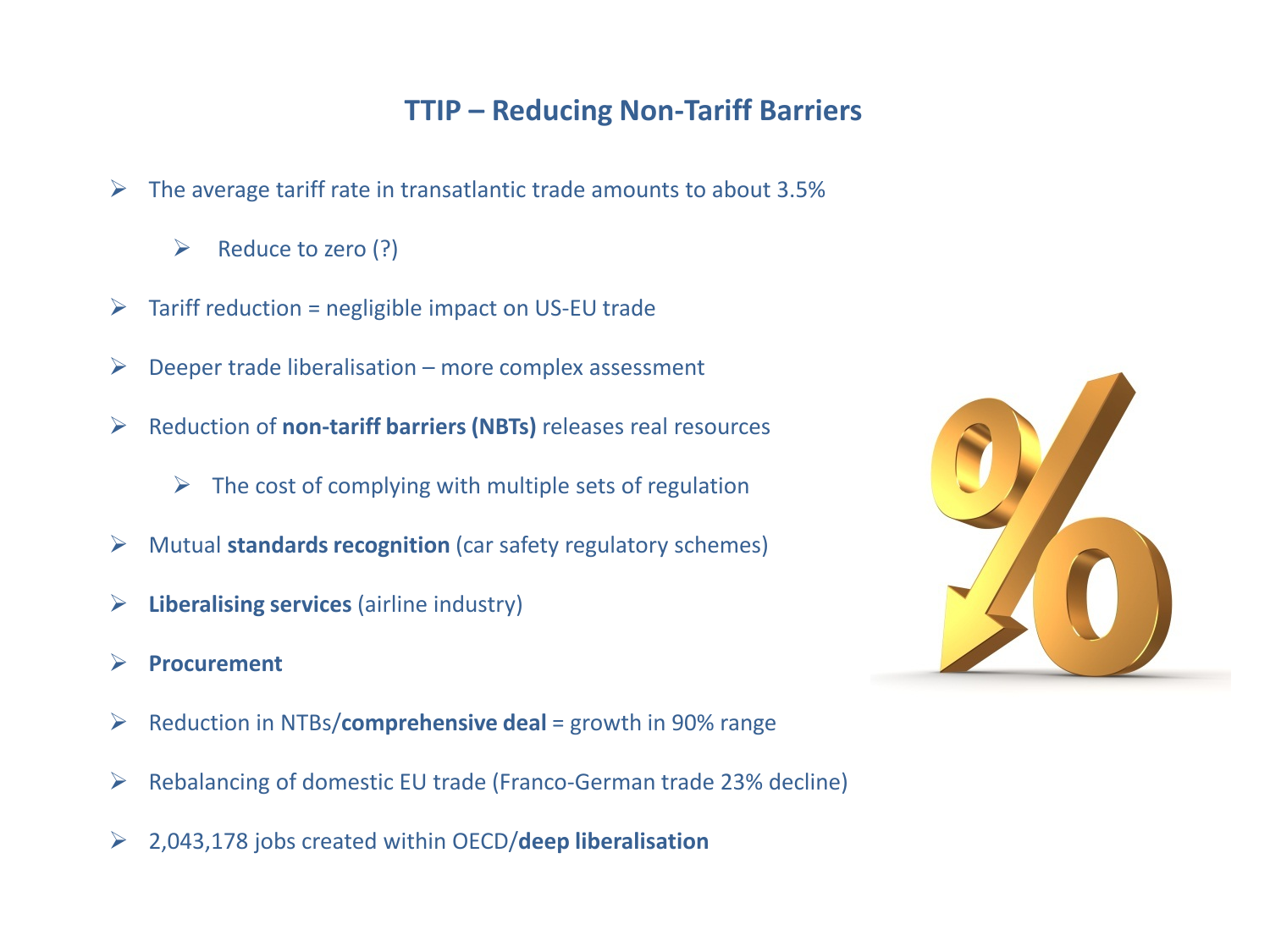# TTIP – Reducing Non-Tariff Barriers

- The average tariff rate in transatlantic trade amounts to about 3.5%
  - Reduce to zero (?)
- Tariff reduction = negligible impact on US-EU trade
- Deeper trade liberalisation – more complex assessment
- Reduction of **non-tariff barriers (NBTs)** releases real resources
  - The cost of complying with multiple sets of regulation
- Mutual **standards recognition** (car safety regulatory schemes)
- **Liberalising services** (airline industry)
- **Procurement**
- Reduction in NTBs/**comprehensive deal** = growth in 90% range
- Rebalancing of domestic EU trade (Franco-German trade 23% decline)
- 2,043,178 jobs created within OECD/**deep liberalisation**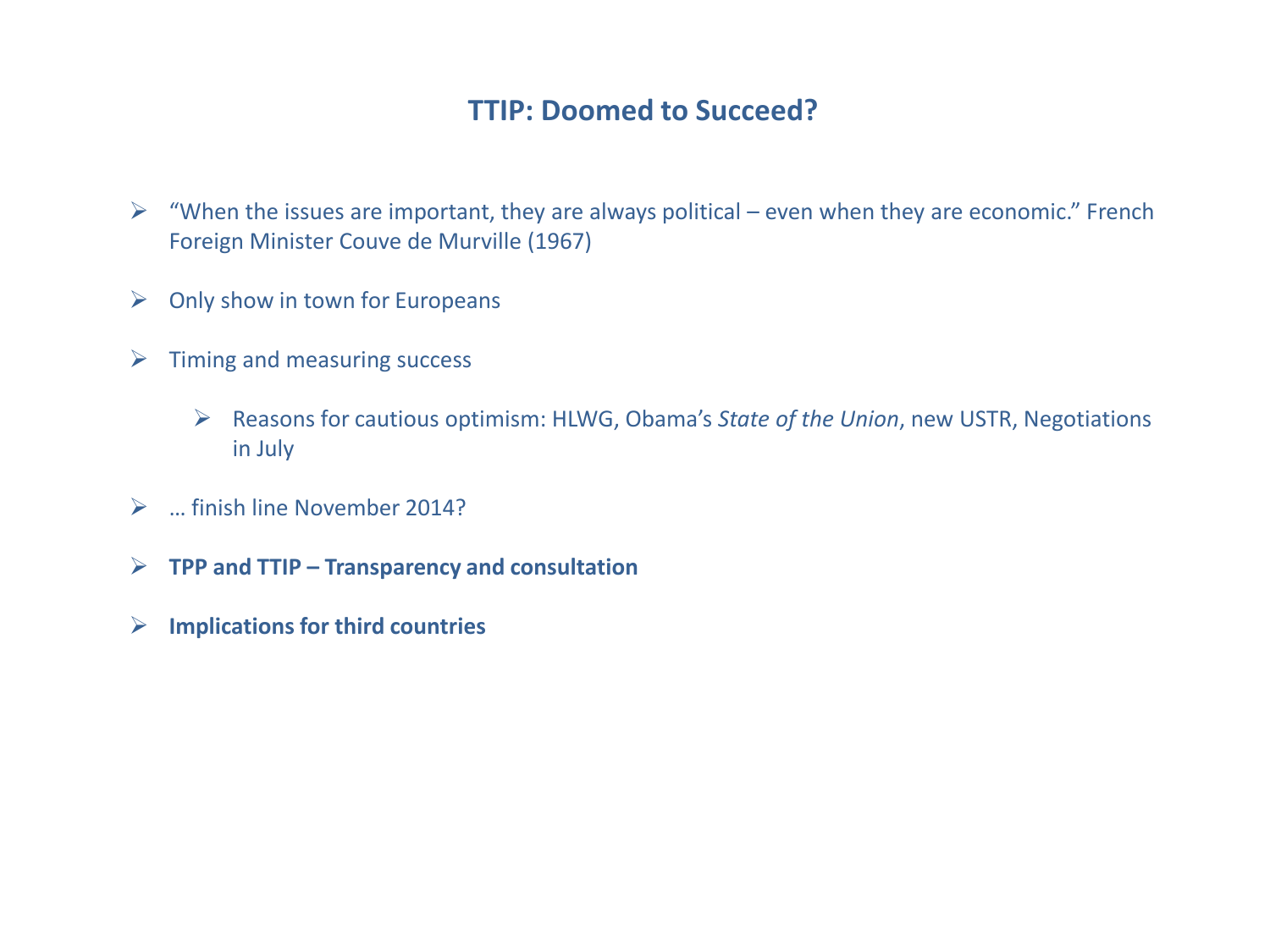# TTIP: Doomed to Succeed?

- “When the issues are important, they are always political – even when they are economic.” French Foreign Minister Couve de Murville (1967)
- Only show in town for Europeans
- Timing and measuring success
  - Reasons for cautious optimism: HLWG, Obama’s *State of the Union*, new USTR, Negotiations in July
- … finish line November 2014?
- **TPP and TTIP – Transparency and consultation**
- **Implications for third countries**